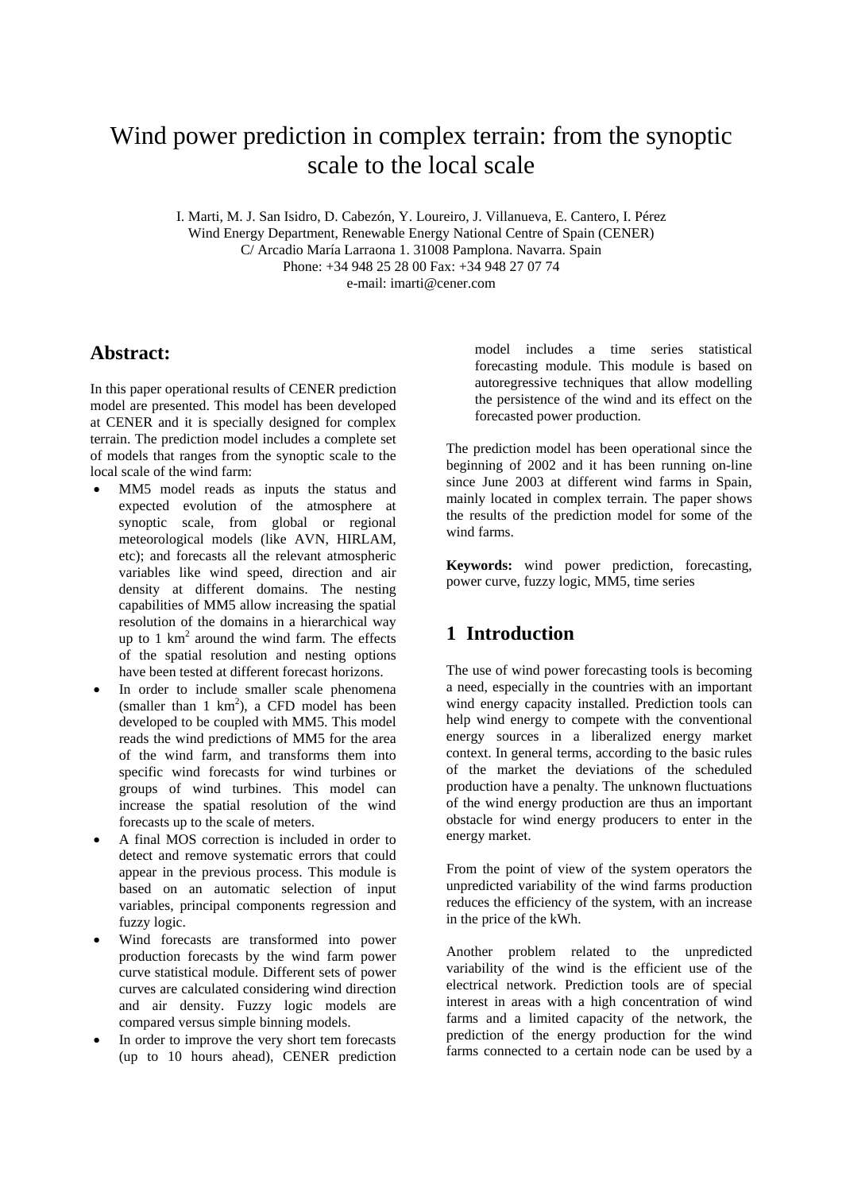# Wind power prediction in complex terrain: from the synoptic scale to the local scale

I. Marti, M. J. San Isidro, D. Cabezón, Y. Loureiro, J. Villanueva, E. Cantero, I. Pérez
Wind Energy Department, Renewable Energy National Centre of Spain (CENER)
C/ Arcadio María Larraona 1. 31008 Pamplona. Navarra. Spain
Phone: +34 948 25 28 00 Fax: +34 948 27 07 74
e-mail: imarti@cener.com

## Abstract:

In this paper operational results of CENER prediction model are presented. This model has been developed at CENER and it is specially designed for complex terrain. The prediction model includes a complete set of models that ranges from the synoptic scale to the local scale of the wind farm:

- MM5 model reads as inputs the status and expected evolution of the atmosphere at synoptic scale, from global or regional meteorological models (like AVN, HIRLAM, etc); and forecasts all the relevant atmospheric variables like wind speed, direction and air density at different domains. The nesting capabilities of MM5 allow increasing the spatial resolution of the domains in a hierarchical way up to 1 $km^2$ around the wind farm. The effects of the spatial resolution and nesting options have been tested at different forecast horizons.
- In order to include smaller scale phenomena (smaller than 1 $km^2$), a CFD model has been developed to be coupled with MM5. This model reads the wind predictions of MM5 for the area of the wind farm, and transforms them into specific wind forecasts for wind turbines or groups of wind turbines. This model can increase the spatial resolution of the wind forecasts up to the scale of meters.
- A final MOS correction is included in order to detect and remove systematic errors that could appear in the previous process. This module is based on an automatic selection of input variables, principal components regression and fuzzy logic.
- Wind forecasts are transformed into power production forecasts by the wind farm power curve statistical module. Different sets of power curves are calculated considering wind direction and air density. Fuzzy logic models are compared versus simple binning models.
- In order to improve the very short tem forecasts (up to 10 hours ahead), CENER prediction model includes a time series statistical forecasting module. This module is based on autoregressive techniques that allow modelling the persistence of the wind and its effect on the forecasted power production.

The prediction model has been operational since the beginning of 2002 and it has been running on-line since June 2003 at different wind farms in Spain, mainly located in complex terrain. The paper shows the results of the prediction model for some of the wind farms.

**Keywords:** wind power prediction, forecasting, power curve, fuzzy logic, MM5, time series

## 1 Introduction

The use of wind power forecasting tools is becoming a need, especially in the countries with an important wind energy capacity installed. Prediction tools can help wind energy to compete with the conventional energy sources in a liberalized energy market context. In general terms, according to the basic rules of the market the deviations of the scheduled production have a penalty. The unknown fluctuations of the wind energy production are thus an important obstacle for wind energy producers to enter in the energy market.

From the point of view of the system operators the unpredicted variability of the wind farms production reduces the efficiency of the system, with an increase in the price of the kWh.

Another problem related to the unpredicted variability of the wind is the efficient use of the electrical network. Prediction tools are of special interest in areas with a high concentration of wind farms and a limited capacity of the network, the prediction of the energy production for the wind farms connected to a certain node can be used by a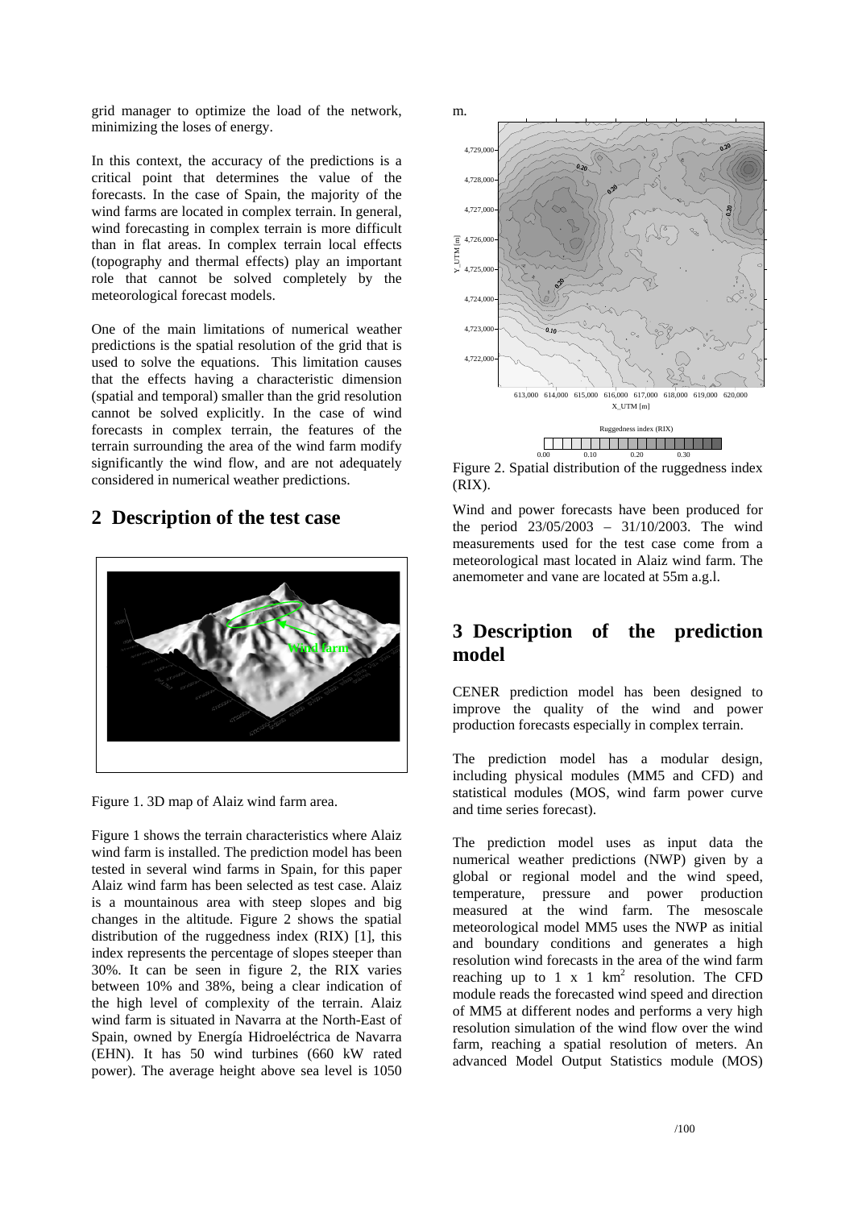grid manager to optimize the load of the network, minimizing the loses of energy.

In this context, the accuracy of the predictions is a critical point that determines the value of the forecasts. In the case of Spain, the majority of the wind farms are located in complex terrain. In general, wind forecasting in complex terrain is more difficult than in flat areas. In complex terrain local effects (topography and thermal effects) play an important role that cannot be solved completely by the meteorological forecast models.

One of the main limitations of numerical weather predictions is the spatial resolution of the grid that is used to solve the equations. This limitation causes that the effects having a characteristic dimension (spatial and temporal) smaller than the grid resolution cannot be solved explicitly. In the case of wind forecasts in complex terrain, the features of the terrain surrounding the area of the wind farm modify significantly the wind flow, and are not adequately considered in numerical weather predictions.

## 2 Description of the test case

Figure 1. 3D map of Alaiz wind farm area.

Figure 1 shows the terrain characteristics where Alaiz wind farm is installed. The prediction model has been tested in several wind farms in Spain, for this paper Alaiz wind farm has been selected as test case. Alaiz is a mountainous area with steep slopes and big changes in the altitude. Figure 2 shows the spatial distribution of the ruggedness index (RIX) [1], this index represents the percentage of slopes steeper than 30%. It can be seen in figure 2, the RIX varies between 10% and 38%, being a clear indication of the high level of complexity of the terrain. Alaiz wind farm is situated in Navarra at the North-East of Spain, owned by Energía Hidroeléctrica de Navarra (EHN). It has 50 wind turbines (660 kW rated power). The average height above sea level is 1050 m.

Figure 2. Spatial distribution of the ruggedness index (RIX).

Wind and power forecasts have been produced for the period 23/05/2003 – 31/10/2003. The wind measurements used for the test case come from a meteorological mast located in Alaiz wind farm. The anemometer and vane are located at 55m a.g.l.

## 3 Description of the prediction model

CENER prediction model has been designed to improve the quality of the wind and power production forecasts especially in complex terrain.

The prediction model has a modular design, including physical modules (MM5 and CFD) and statistical modules (MOS, wind farm power curve and time series forecast).

The prediction model uses as input data the numerical weather predictions (NWP) given by a global or regional model and the wind speed, temperature, pressure and power production measured at the wind farm. The mesoscale meteorological model MM5 uses the NWP as initial and boundary conditions and generates a high resolution wind forecasts in the area of the wind farm reaching up to 1 x 1 $km^2$ resolution. The CFD module reads the forecasted wind speed and direction of MM5 at different nodes and performs a very high resolution simulation of the wind flow over the wind farm, reaching a spatial resolution of meters. An advanced Model Output Statistics module (MOS)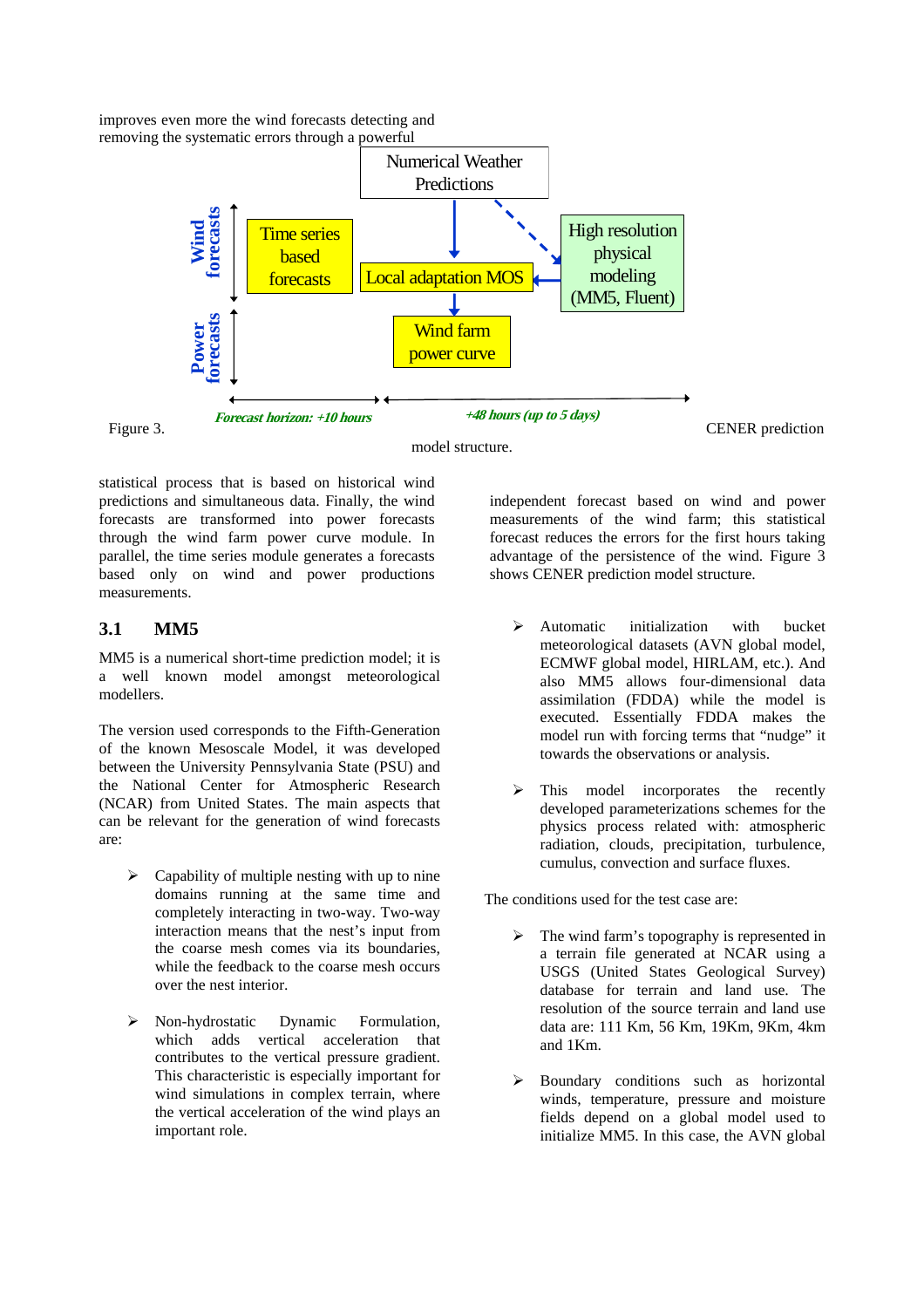improves even more the wind forecasts detecting and removing the systematic errors through a powerful

Numerical Weather Predictions

Wind forecasts

Time series based forecasts

Local adaptation MOS

High resolution physical modeling (MM5, Fluent)

Power forecasts

Wind farm power curve

*Forecast horizon: +10 hours*

*+48 hours (up to 5 days)*

Figure 3. CENER prediction model structure.

statistical process that is based on historical wind predictions and simultaneous data. Finally, the wind forecasts are transformed into power forecasts through the wind farm power curve module. In parallel, the time series module generates a forecasts based only on wind and power productions measurements.

## 3.1 MM5

MM5 is a numerical short-time prediction model; it is a well known model amongst meteorological modellers.

The version used corresponds to the Fifth-Generation of the known Mesoscale Model, it was developed between the University Pennsylvania State (PSU) and the National Center for Atmospheric Research (NCAR) from United States. The main aspects that can be relevant for the generation of wind forecasts are:

- Capability of multiple nesting with up to nine domains running at the same time and completely interacting in two-way. Two-way interaction means that the nest's input from the coarse mesh comes via its boundaries, while the feedback to the coarse mesh occurs over the nest interior.

- Non-hydrostatic Dynamic Formulation, which adds vertical acceleration that contributes to the vertical pressure gradient. This characteristic is especially important for wind simulations in complex terrain, where the vertical acceleration of the wind plays an important role.

independent forecast based on wind and power measurements of the wind farm; this statistical forecast reduces the errors for the first hours taking advantage of the persistence of the wind. Figure 3 shows CENER prediction model structure.

- Automatic initialization with bucket meteorological datasets (AVN global model, ECMWF global model, HIRLAM, etc.). And also MM5 allows four-dimensional data assimilation (FDDA) while the model is executed. Essentially FDDA makes the model run with forcing terms that "nudge" it towards the observations or analysis.

- This model incorporates the recently developed parameterizations schemes for the physics process related with: atmospheric radiation, clouds, precipitation, turbulence, cumulus, convection and surface fluxes.

The conditions used for the test case are:

- The wind farm's topography is represented in a terrain file generated at NCAR using a USGS (United States Geological Survey) database for terrain and land use. The resolution of the source terrain and land use data are: 111 Km, 56 Km, 19Km, 9Km, 4km and 1Km.

- Boundary conditions such as horizontal winds, temperature, pressure and moisture fields depend on a global model used to initialize MM5. In this case, the AVN global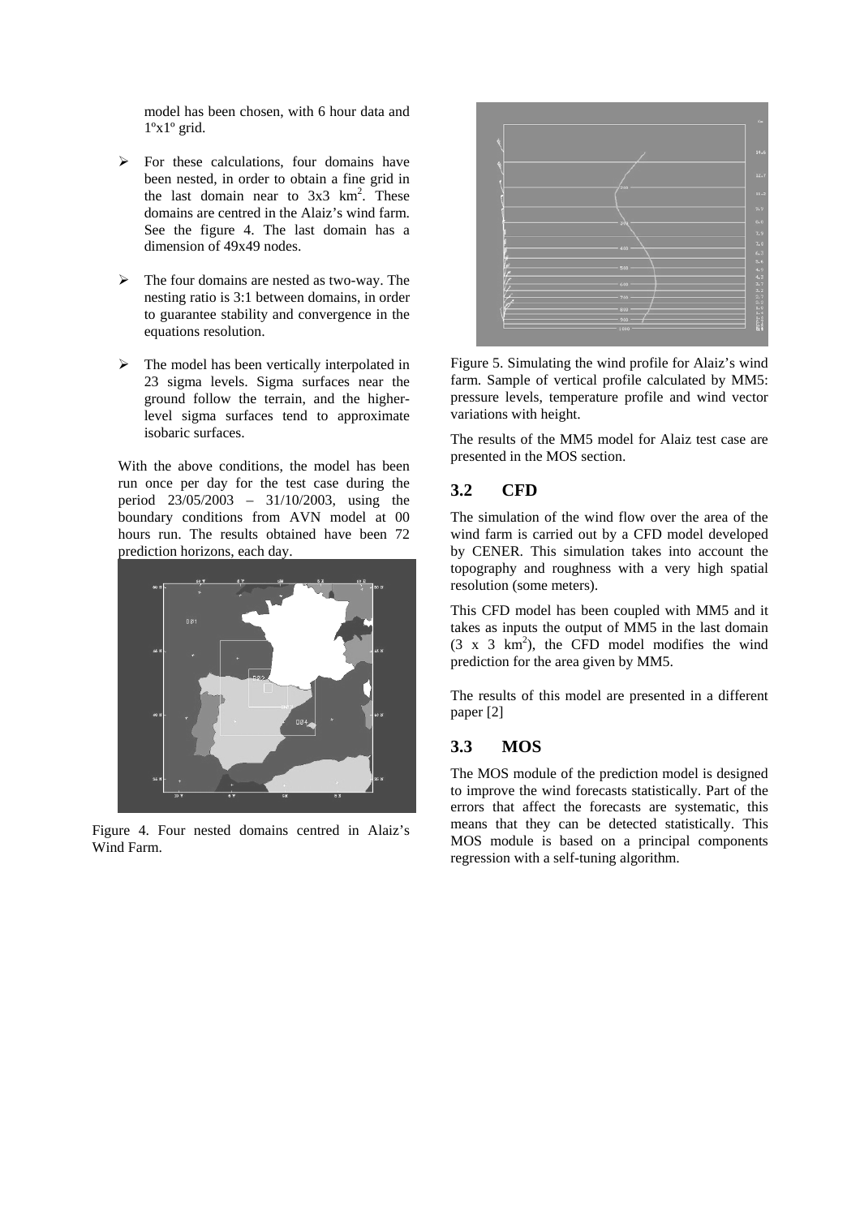model has been chosen, with 6 hour data and 1ºx1º grid.

- For these calculations, four domains have been nested, in order to obtain a fine grid in the last domain near to 3x3 km$^2$. These domains are centred in the Alaiz's wind farm. See the figure 4. The last domain has a dimension of 49x49 nodes.

- The four domains are nested as two-way. The nesting ratio is 3:1 between domains, in order to guarantee stability and convergence in the equations resolution.

- The model has been vertically interpolated in 23 sigma levels. Sigma surfaces near the ground follow the terrain, and the higher-level sigma surfaces tend to approximate isobaric surfaces.

With the above conditions, the model has been run once per day for the test case during the period 23/05/2003 – 31/10/2003, using the boundary conditions from AVN model at 00 hours run. The results obtained have been 72 prediction horizons, each day.

Figure 4. Four nested domains centred in Alaiz's Wind Farm.

Figure 5. Simulating the wind profile for Alaiz's wind farm. Sample of vertical profile calculated by MM5: pressure levels, temperature profile and wind vector variations with height.

The results of the MM5 model for Alaiz test case are presented in the MOS section.

## 3.2 CFD

The simulation of the wind flow over the area of the wind farm is carried out by a CFD model developed by CENER. This simulation takes into account the topography and roughness with a very high spatial resolution (some meters).

This CFD model has been coupled with MM5 and it takes as inputs the output of MM5 in the last domain (3 x 3 km$^2$), the CFD model modifies the wind prediction for the area given by MM5.

The results of this model are presented in a different paper [2]

## 3.3 MOS

The MOS module of the prediction model is designed to improve the wind forecasts statistically. Part of the errors that affect the forecasts are systematic, this means that they can be detected statistically. This MOS module is based on a principal components regression with a self-tuning algorithm.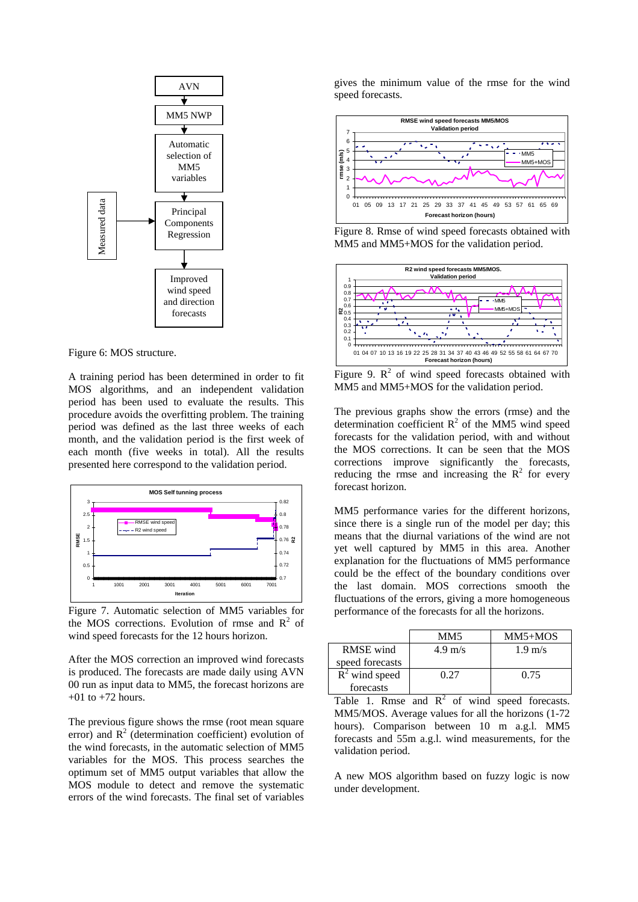Figure 6: MOS structure.

A training period has been determined in order to fit MOS algorithms, and an independent validation period has been used to evaluate the results. This procedure avoids the overfitting problem. The training period was defined as the last three weeks of each month, and the validation period is the first week of each month (five weeks in total). All the results presented here correspond to the validation period.

Figure 7. Automatic selection of MM5 variables for the MOS corrections. Evolution of rmse and $R^2$ of wind speed forecasts for the 12 hours horizon.

After the MOS correction an improved wind forecasts is produced. The forecasts are made daily using AVN 00 run as input data to MM5, the forecast horizons are +01 to +72 hours.

The previous figure shows the rmse (root mean square error) and $R^2$ (determination coefficient) evolution of the wind forecasts, in the automatic selection of MM5 variables for the MOS. This process searches the optimum set of MM5 output variables that allow the MOS module to detect and remove the systematic errors of the wind forecasts. The final set of variables gives the minimum value of the rmse for the wind speed forecasts.

Figure 8. Rmse of wind speed forecasts obtained with MM5 and MM5+MOS for the validation period.

Figure 9. $R^2$ of wind speed forecasts obtained with MM5 and MM5+MOS for the validation period.

The previous graphs show the errors (rmse) and the determination coefficient $R^2$ of the MM5 wind speed forecasts for the validation period, with and without the MOS corrections. It can be seen that the MOS corrections improve significantly the forecasts, reducing the rmse and increasing the $R^2$ for every forecast horizon.

MM5 performance varies for the different horizons, since there is a single run of the model per day; this means that the diurnal variations of the wind are not yet well captured by MM5 in this area. Another explanation for the fluctuations of MM5 performance could be the effect of the boundary conditions over the last domain. MOS corrections smooth the fluctuations of the errors, giving a more homogeneous performance of the forecasts for all the horizons.

| | MM5 | MM5+MOS |
|---|---|---|
| RMSE wind speed forecasts | 4.9 m/s | 1.9 m/s |
| $R^2$ wind speed forecasts | 0.27 | 0.75 |

Table 1. Rmse and $R^2$ of wind speed forecasts. MM5/MOS. Average values for all the horizons (1-72 hours). Comparison between 10 m a.g.l. MM5 forecasts and 55m a.g.l. wind measurements, for the validation period.

A new MOS algorithm based on fuzzy logic is now under development.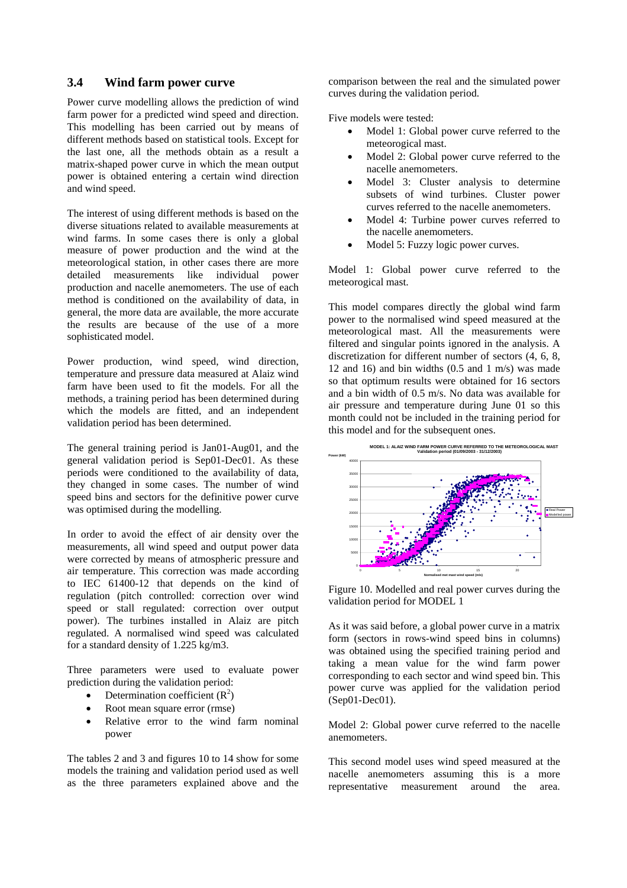### 3.4 Wind farm power curve

Power curve modelling allows the prediction of wind farm power for a predicted wind speed and direction. This modelling has been carried out by means of different methods based on statistical tools. Except for the last one, all the methods obtain as a result a matrix-shaped power curve in which the mean output power is obtained entering a certain wind direction and wind speed.

The interest of using different methods is based on the diverse situations related to available measurements at wind farms. In some cases there is only a global measure of power production and the wind at the meteorological station, in other cases there are more detailed measurements like individual power production and nacelle anemometers. The use of each method is conditioned on the availability of data, in general, the more data are available, the more accurate the results are because of the use of a more sophisticated model.

Power production, wind speed, wind direction, temperature and pressure data measured at Alaiz wind farm have been used to fit the models. For all the methods, a training period has been determined during which the models are fitted, and an independent validation period has been determined.

The general training period is Jan01-Aug01, and the general validation period is Sep01-Dec01. As these periods were conditioned to the availability of data, they changed in some cases. The number of wind speed bins and sectors for the definitive power curve was optimised during the modelling.

In order to avoid the effect of air density over the measurements, all wind speed and output power data were corrected by means of atmospheric pressure and air temperature. This correction was made according to IEC 61400-12 that depends on the kind of regulation (pitch controlled: correction over wind speed or stall regulated: correction over output power). The turbines installed in Alaiz are pitch regulated. A normalised wind speed was calculated for a standard density of 1.225 kg/m3.

Three parameters were used to evaluate power prediction during the validation period:

- Determination coefficient ($R^2$)
- Root mean square error (rmse)
- Relative error to the wind farm nominal power

The tables 2 and 3 and figures 10 to 14 show for some models the training and validation period used as well as the three parameters explained above and the comparison between the real and the simulated power curves during the validation period.

Five models were tested:

- Model 1: Global power curve referred to the meteorogical mast.
- Model 2: Global power curve referred to the nacelle anemometers.
- Model 3: Cluster analysis to determine subsets of wind turbines. Cluster power curves referred to the nacelle anemometers.
- Model 4: Turbine power curves referred to the nacelle anemometers.
- Model 5: Fuzzy logic power curves.

Model 1: Global power curve referred to the meteorogical mast.

This model compares directly the global wind farm power to the normalised wind speed measured at the meteorological mast. All the measurements were filtered and singular points ignored in the analysis. A discretization for different number of sectors (4, 6, 8, 12 and 16) and bin widths (0.5 and 1 m/s) was made so that optimum results were obtained for 16 sectors and a bin width of 0.5 m/s. No data was available for air pressure and temperature during June 01 so this month could not be included in the training period for this model and for the subsequent ones.

Figure 10. Modelled and real power curves during the validation period for MODEL 1

As it was said before, a global power curve in a matrix form (sectors in rows-wind speed bins in columns) was obtained using the specified training period and taking a mean value for the wind farm power corresponding to each sector and wind speed bin. This power curve was applied for the validation period (Sep01-Dec01).

Model 2: Global power curve referred to the nacelle anemometers.

This second model uses wind speed measured at the nacelle anemometers assuming this is a more representative measurement around the area.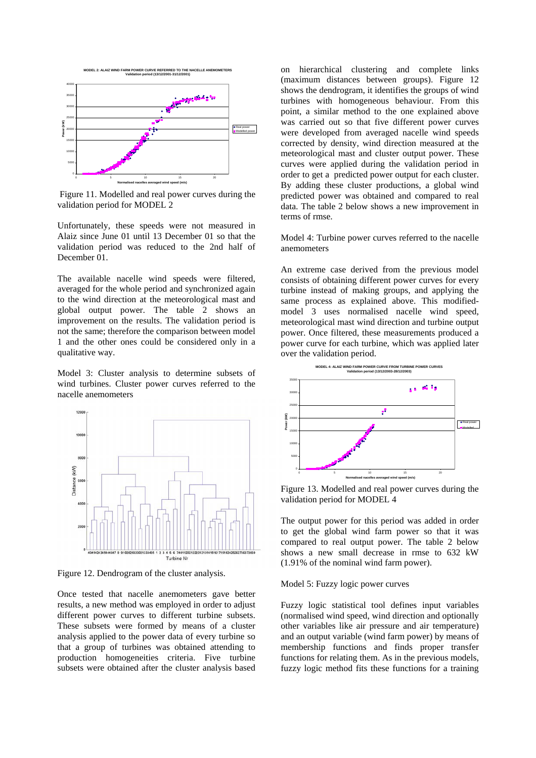Figure 11. Modelled and real power curves during the validation period for MODEL 2

Unfortunately, these speeds were not measured in Alaiz since June 01 until 13 December 01 so that the validation period was reduced to the 2nd half of December 01.

The available nacelle wind speeds were filtered, averaged for the whole period and synchronized again to the wind direction at the meteorological mast and global output power. The table 2 shows an improvement on the results. The validation period is not the same; therefore the comparison between model 1 and the other ones could be considered only in a qualitative way.

Model 3: Cluster analysis to determine subsets of wind turbines. Cluster power curves referred to the nacelle anemometers

Figure 12. Dendrogram of the cluster analysis.

Once tested that nacelle anemometers gave better results, a new method was employed in order to adjust different power curves to different turbine subsets. These subsets were formed by means of a cluster analysis applied to the power data of every turbine so that a group of turbines was obtained attending to production homogeneities criteria. Five turbine subsets were obtained after the cluster analysis based on hierarchical clustering and complete links (maximum distances between groups). Figure 12 shows the dendrogram, it identifies the groups of wind turbines with homogeneous behaviour. From this point, a similar method to the one explained above was carried out so that five different power curves were developed from averaged nacelle wind speeds corrected by density, wind direction measured at the meteorological mast and cluster output power. These curves were applied during the validation period in order to get a predicted power output for each cluster. By adding these cluster productions, a global wind predicted power was obtained and compared to real data. The table 2 below shows a new improvement in terms of rmse.

Model 4: Turbine power curves referred to the nacelle anemometers

An extreme case derived from the previous model consists of obtaining different power curves for every turbine instead of making groups, and applying the same process as explained above. This modified-model 3 uses normalised nacelle wind speed, meteorological mast wind direction and turbine output power. Once filtered, these measurements produced a power curve for each turbine, which was applied later over the validation period.

Figure 13. Modelled and real power curves during the validation period for MODEL 4

The output power for this period was added in order to get the global wind farm power so that it was compared to real output power. The table 2 below shows a new small decrease in rmse to 632 kW (1.91% of the nominal wind farm power).

Model 5: Fuzzy logic power curves

Fuzzy logic statistical tool defines input variables (normalised wind speed, wind direction and optionally other variables like air pressure and air temperature) and an output variable (wind farm power) by means of membership functions and finds proper transfer functions for relating them. As in the previous models, fuzzy logic method fits these functions for a training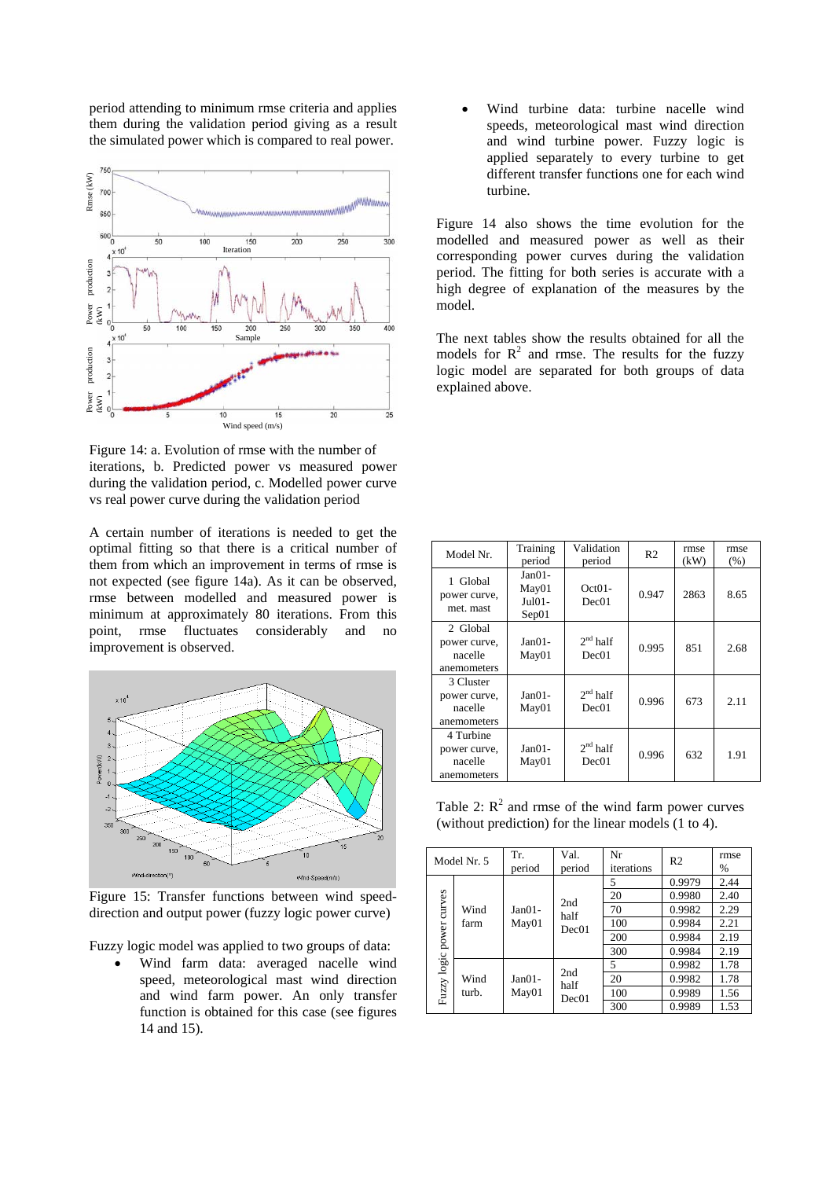period attending to minimum rmse criteria and applies them during the validation period giving as a result the simulated power which is compared to real power.

Figure 14: a. Evolution of rmse with the number of iterations, b. Predicted power vs measured power during the validation period, c. Modelled power curve vs real power curve during the validation period

A certain number of iterations is needed to get the optimal fitting so that there is a critical number of them from which an improvement in terms of rmse is not expected (see figure 14a). As it can be observed, rmse between modelled and measured power is minimum at approximately 80 iterations. From this point, rmse fluctuates considerably and no improvement is observed.

Figure 15: Transfer functions between wind speed-direction and output power (fuzzy logic power curve)

Fuzzy logic model was applied to two groups of data:

- Wind farm data: averaged nacelle wind speed, meteorological mast wind direction and wind farm power. An only transfer function is obtained for this case (see figures 14 and 15).
- Wind turbine data: turbine nacelle wind speeds, meteorological mast wind direction and wind turbine power. Fuzzy logic is applied separately to every turbine to get different transfer functions one for each wind turbine.

Figure 14 also shows the time evolution for the modelled and measured power as well as their corresponding power curves during the validation period. The fitting for both series is accurate with a high degree of explanation of the measures by the model.

The next tables show the results obtained for all the models for $R^2$ and rmse. The results for the fuzzy logic model are separated for both groups of data explained above.

| Model Nr. | Training period | Validation period | R2 | rmse (kW) | rmse (%) |
|---|---|---|---|---|---|
| 1 Global power curve, met. mast | Jan01-May01 Jul01-Sep01 | Oct01-Dec01 | 0.947 | 2863 | 8.65 |
| 2 Global power curve, nacelle anemometers | Jan01-May01 | $2^{nd}$ half Dec01 | 0.995 | 851 | 2.68 |
| 3 Cluster power curve, nacelle anemometers | Jan01-May01 | $2^{nd}$ half Dec01 | 0.996 | 673 | 2.11 |
| 4 Turbine power curve, nacelle anemometers | Jan01-May01 | $2^{nd}$ half Dec01 | 0.996 | 632 | 1.91 |

Table 2: $R^2$ and rmse of the wind farm power curves (without prediction) for the linear models (1 to 4).

| Model Nr. 5 | | Tr. period | Val. period | Nr iterations | R2 | rmse % |
|---|---|---|---|---|---|---|
| Fuzzy logic power curves | Wind farm | Jan01-May01 | 2nd half Dec01 | 5 | 0.9979 | 2.44 |
| | | | | 20 | 0.9980 | 2.40 |
| | | | | 70 | 0.9982 | 2.29 |
| | | | | 100 | 0.9984 | 2.21 |
| | | | | 200 | 0.9984 | 2.19 |
| | | | | 300 | 0.9984 | 2.19 |
| | Wind turb. | Jan01-May01 | 2nd half Dec01 | 5 | 0.9982 | 1.78 |
| | | | | 20 | 0.9982 | 1.78 |
| | | | | 100 | 0.9989 | 1.56 |
| | | | | 300 | 0.9989 | 1.53 |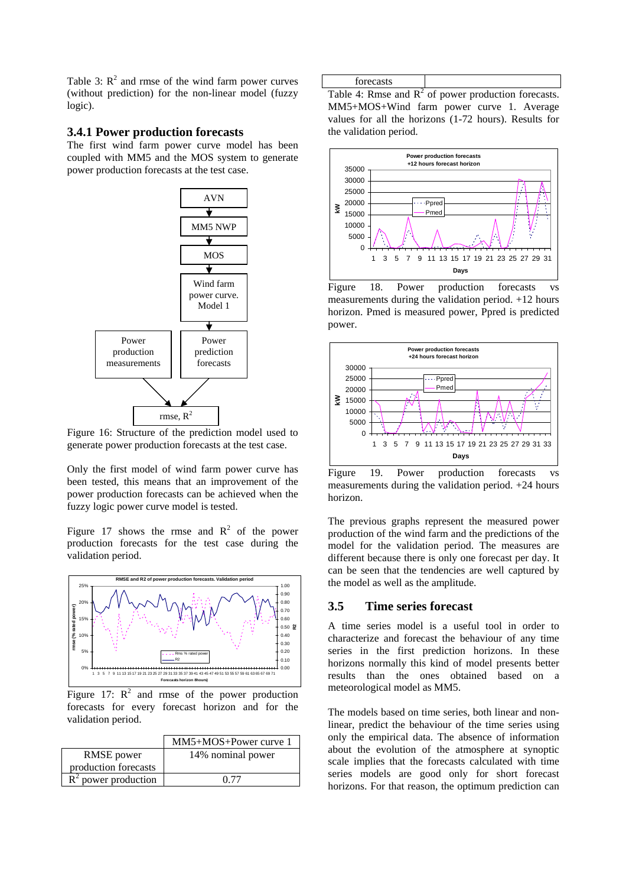Table 3: $R^2$ and rmse of the wind farm power curves (without prediction) for the non-linear model (fuzzy logic).

### 3.4.1 Power production forecasts

The first wind farm power curve model has been coupled with MM5 and the MOS system to generate power production forecasts at the test case.

Figure 16: Structure of the prediction model used to generate power production forecasts at the test case.

Only the first model of wind farm power curve has been tested, this means that an improvement of the power production forecasts can be achieved when the fuzzy logic power curve model is tested.

Figure 17 shows the rmse and $R^2$ of the power production forecasts for the test case during the validation period.

Figure 17: $R^2$ and rmse of the power production forecasts for every forecast horizon and for the validation period.

| | MM5+MOS+Power curve 1 |
|---|---|
| RMSE power production forecasts | 14% nominal power |
| $R^2$ power production forecasts | 0.77 |

Table 4: Rmse and $R^2$ of power production forecasts. MM5+MOS+Wind farm power curve 1. Average values for all the horizons (1-72 hours). Results for the validation period.

Figure 18. Power production forecasts vs measurements during the validation period. +12 hours horizon. Pmed is measured power, Ppred is predicted power.

Figure 19. Power production forecasts vs measurements during the validation period. +24 hours horizon.

The previous graphs represent the measured power production of the wind farm and the predictions of the model for the validation period. The measures are different because there is only one forecast per day. It can be seen that the tendencies are well captured by the model as well as the amplitude.

## 3.5 Time series forecast

A time series model is a useful tool in order to characterize and forecast the behaviour of any time series in the first prediction horizons. In these horizons normally this kind of model presents better results than the ones obtained based on a meteorological model as MM5.

The models based on time series, both linear and non-linear, predict the behaviour of the time series using only the empirical data. The absence of information about the evolution of the atmosphere at synoptic scale implies that the forecasts calculated with time series models are good only for short forecast horizons. For that reason, the optimum prediction can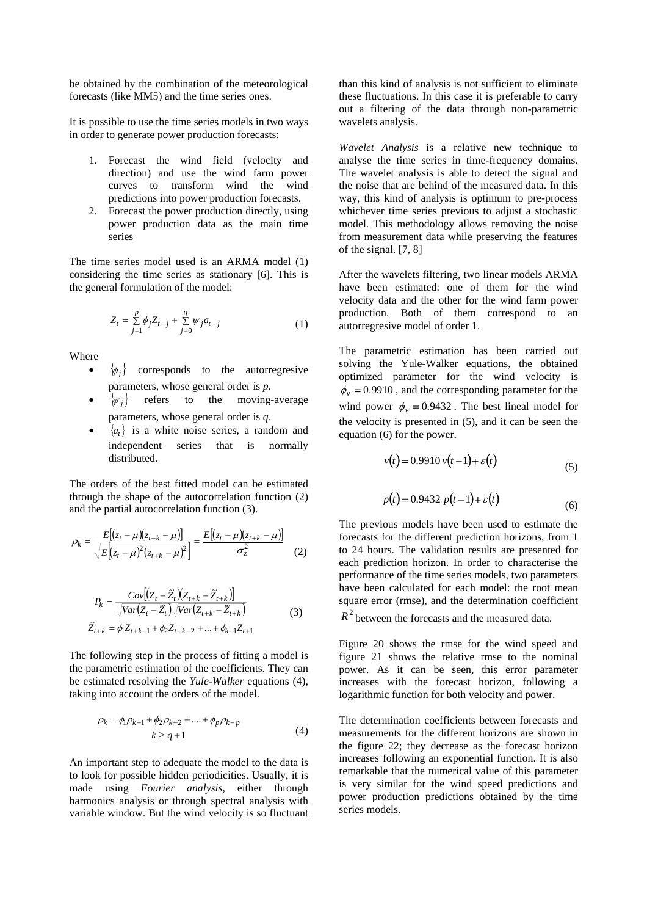be obtained by the combination of the meteorological forecasts (like MM5) and the time series ones.

It is possible to use the time series models in two ways in order to generate power production forecasts:

1. Forecast the wind field (velocity and direction) and use the wind farm power curves to transform wind the wind predictions into power production forecasts.
2. Forecast the power production directly, using power production data as the main time series

The time series model used is an ARMA model (1) considering the time series as stationary [6]. This is the general formulation of the model:

$$Z_t = \sum_{j=1}^{p} \phi_j Z_{t-j} + \sum_{j=0}^{q} \psi_j a_{t-j} \qquad (1)$$

Where

- $\{\phi_j\}$ corresponds to the autorregresive parameters, whose general order is *p.*
- $\{\psi_j\}$ refers to the moving-average parameters, whose general order is *q*.
- $\{a_t\}$ is a white noise series, a random and independent series that is normally distributed.

The orders of the best fitted model can be estimated through the shape of the autocorrelation function (2) and the partial autocorrelation function (3).

$$\rho_k = \frac{E[(z_t-\mu)(z_{t-k}-\mu)]}{\sqrt{E[(z_t-\mu)^2(z_{t+k}-\mu)^2]}} = \frac{E[(z_t-\mu)(z_{t+k}-\mu)]}{\sigma_z^2} \qquad (2)$$

$$P_k = \frac{Cov[(Z_t-\tilde{Z}_t)(Z_{t+k}-\tilde{Z}_{t+k})]}{\sqrt{Var(Z_t-\tilde{Z}_t)}\sqrt{Var(Z_{t+k}-\tilde{Z}_{t+k})}}$$
$$\tilde{Z}_{t+k} = \phi_1 Z_{t+k-1} + \phi_2 Z_{t+k-2} + \ldots + \phi_{k-1} Z_{t+1} \qquad (3)$$

The following step in the process of fitting a model is the parametric estimation of the coefficients. They can be estimated resolving the *Yule-Walker* equations (4), taking into account the orders of the model.

$$\rho_k = \phi_1\rho_{k-1} + \phi_2\rho_{k-2} + \ldots + \phi_p\rho_{k-p}$$
$$k \geq q+1 \qquad (4)$$

An important step to adequate the model to the data is to look for possible hidden periodicities. Usually, it is made using *Fourier analysis*, either through harmonics analysis or through spectral analysis with variable window. But the wind velocity is so fluctuant than this kind of analysis is not sufficient to eliminate these fluctuations. In this case it is preferable to carry out a filtering of the data through non-parametric wavelets analysis.

*Wavelet Analysis* is a relative new technique to analyse the time series in time-frequency domains. The wavelet analysis is able to detect the signal and the noise that are behind of the measured data. In this way, this kind of analysis is optimum to pre-process whichever time series previous to adjust a stochastic model. This methodology allows removing the noise from measurement data while preserving the features of the signal. [7, 8]

After the wavelets filtering, two linear models ARMA have been estimated: one of them for the wind velocity data and the other for the wind farm power production. Both of them correspond to an autorregresive model of order 1.

The parametric estimation has been carried out solving the Yule-Walker equations, the obtained optimized parameter for the wind velocity is $\phi_v = 0.9910$, and the corresponding parameter for the wind power $\phi_v = 0.9432$. The best lineal model for the velocity is presented in (5), and it can be seen the equation (6) for the power.

$$v(t) = 0.9910\, v(t-1) + \varepsilon(t) \qquad (5)$$

$$p(t) = 0.9432\, p(t-1) + \varepsilon(t) \qquad (6)$$

The previous models have been used to estimate the forecasts for the different prediction horizons, from 1 to 24 hours. The validation results are presented for each prediction horizon. In order to characterise the performance of the time series models, two parameters have been calculated for each model: the root mean square error (rmse), and the determination coefficient $R^2$ between the forecasts and the measured data.

Figure 20 shows the rmse for the wind speed and figure 21 shows the relative rmse to the nominal power. As it can be seen, this error parameter increases with the forecast horizon, following a logarithmic function for both velocity and power.

The determination coefficients between forecasts and measurements for the different horizons are shown in the figure 22; they decrease as the forecast horizon increases following an exponential function. It is also remarkable that the numerical value of this parameter is very similar for the wind speed predictions and power production predictions obtained by the time series models.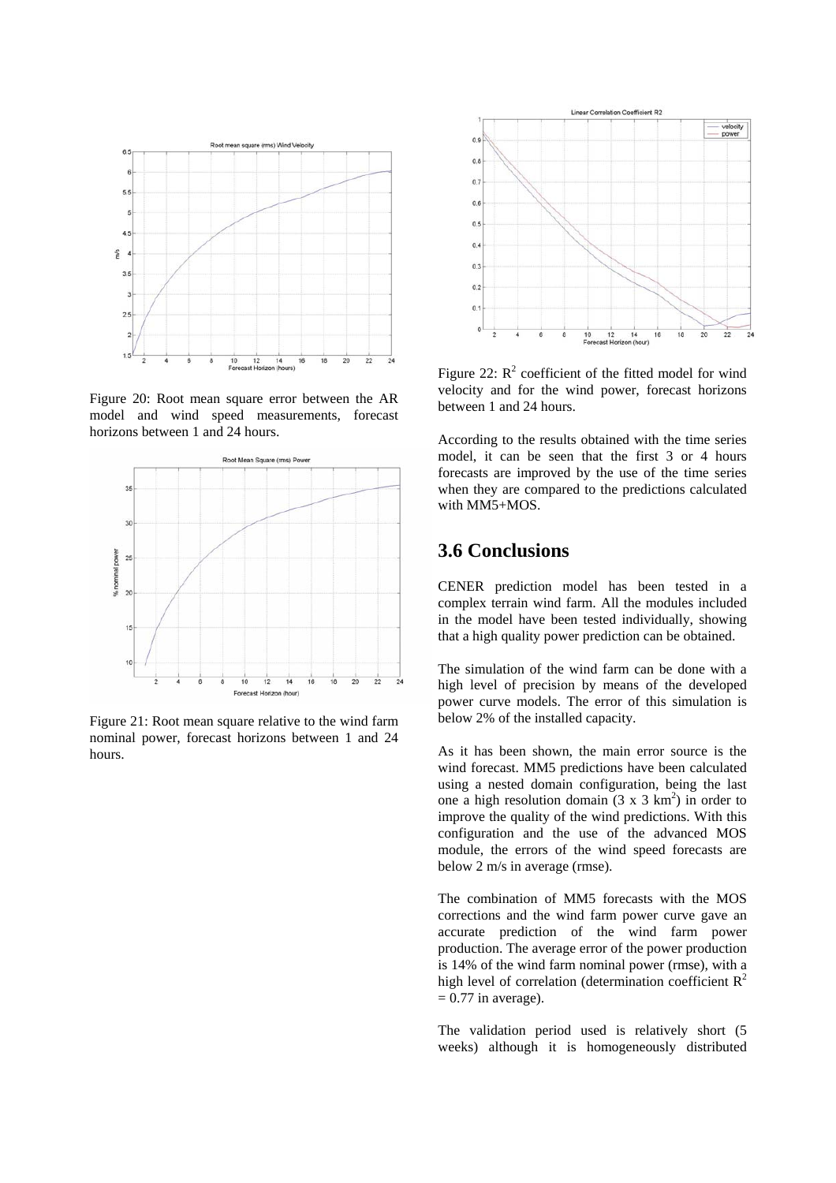Figure 20: Root mean square error between the AR model and wind speed measurements, forecast horizons between 1 and 24 hours.

Figure 21: Root mean square relative to the wind farm nominal power, forecast horizons between 1 and 24 hours.

Figure 22: $R^2$ coefficient of the fitted model for wind velocity and for the wind power, forecast horizons between 1 and 24 hours.

According to the results obtained with the time series model, it can be seen that the first 3 or 4 hours forecasts are improved by the use of the time series when they are compared to the predictions calculated with MM5+MOS.

## 3.6 Conclusions

CENER prediction model has been tested in a complex terrain wind farm. All the modules included in the model have been tested individually, showing that a high quality power prediction can be obtained.

The simulation of the wind farm can be done with a high level of precision by means of the developed power curve models. The error of this simulation is below 2% of the installed capacity.

As it has been shown, the main error source is the wind forecast. MM5 predictions have been calculated using a nested domain configuration, being the last one a high resolution domain (3 x 3 $km^2$) in order to improve the quality of the wind predictions. With this configuration and the use of the advanced MOS module, the errors of the wind speed forecasts are below 2 m/s in average (rmse).

The combination of MM5 forecasts with the MOS corrections and the wind farm power curve gave an accurate prediction of the wind farm power production. The average error of the power production is 14% of the wind farm nominal power (rmse), with a high level of correlation (determination coefficient $R^2 = 0.77$ in average).

The validation period used is relatively short (5 weeks) although it is homogeneously distributed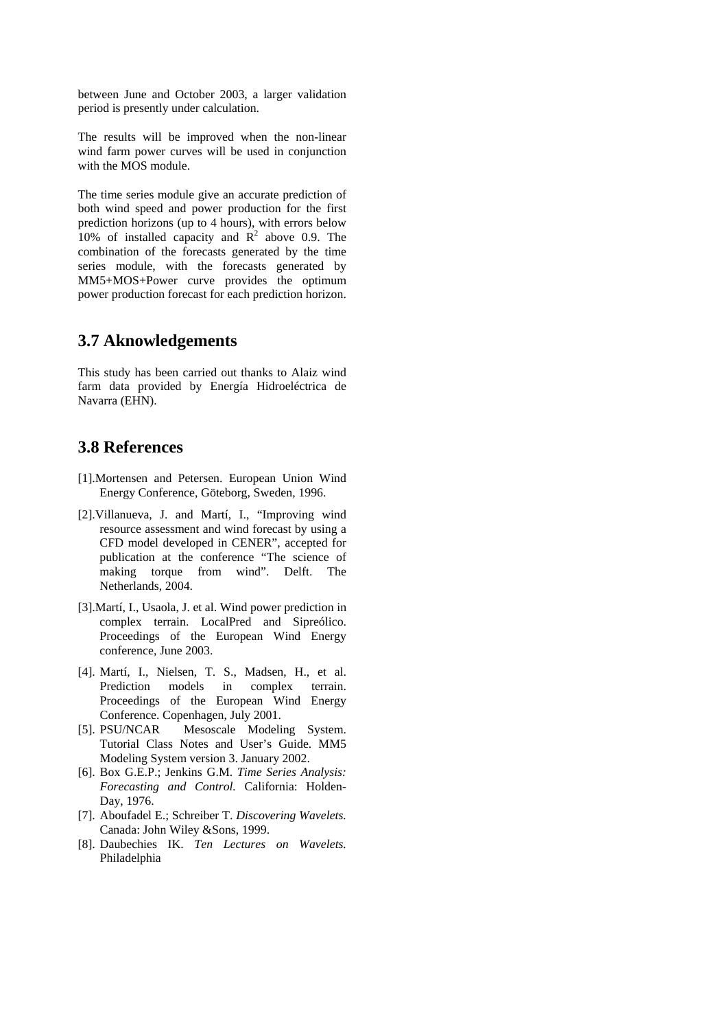between June and October 2003, a larger validation period is presently under calculation.

The results will be improved when the non-linear wind farm power curves will be used in conjunction with the MOS module.

The time series module give an accurate prediction of both wind speed and power production for the first prediction horizons (up to 4 hours), with errors below 10% of installed capacity and $R^2$ above 0.9. The combination of the forecasts generated by the time series module, with the forecasts generated by MM5+MOS+Power curve provides the optimum power production forecast for each prediction horizon.

## 3.7 Aknowledgements

This study has been carried out thanks to Alaiz wind farm data provided by Energía Hidroeléctrica de Navarra (EHN).

## 3.8 References

[1].Mortensen and Petersen. European Union Wind Energy Conference, Göteborg, Sweden, 1996.

[2].Villanueva, J. and Martí, I., "Improving wind resource assessment and wind forecast by using a CFD model developed in CENER", accepted for publication at the conference "The science of making torque from wind". Delft. The Netherlands, 2004.

[3].Martí, I., Usaola, J. et al. Wind power prediction in complex terrain. LocalPred and Sipreólico. Proceedings of the European Wind Energy conference, June 2003.

[4]. Martí, I., Nielsen, T. S., Madsen, H., et al. Prediction models in complex terrain. Proceedings of the European Wind Energy Conference. Copenhagen, July 2001.

[5]. PSU/NCAR Mesoscale Modeling System. Tutorial Class Notes and User's Guide. MM5 Modeling System version 3. January 2002.

[6]. Box G.E.P.; Jenkins G.M. *Time Series Analysis: Forecasting and Control.* California: Holden-Day, 1976.

[7]. Aboufadel E.; Schreiber T. *Discovering Wavelets.* Canada: John Wiley &Sons, 1999.

[8]. Daubechies IK. *Ten Lectures on Wavelets.* Philadelphia